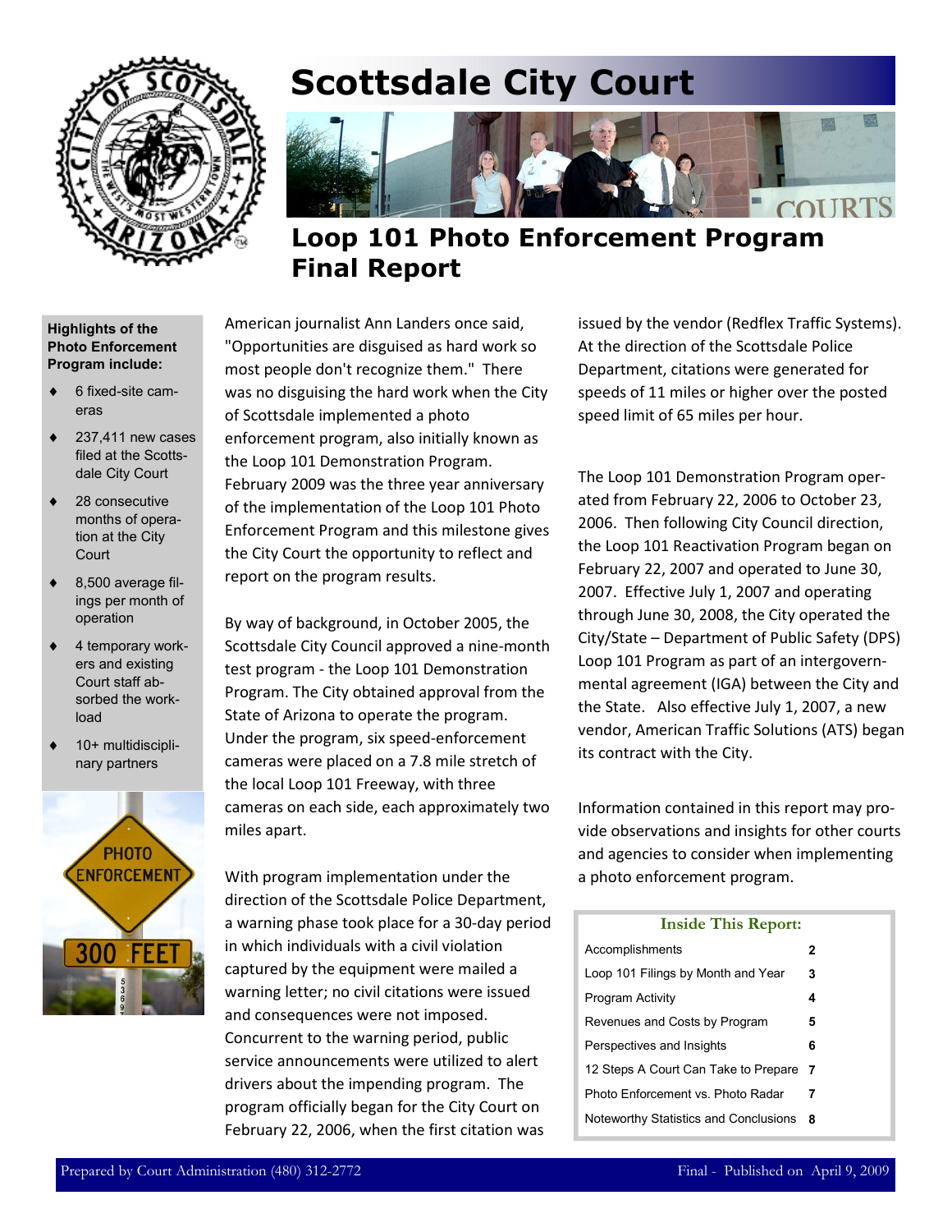# Scottsdale City Court

## Loop 101 Photo Enforcement Program Final Report

**Highlights of the Photo Enforcement Program include:**

- 6 fixed-site cameras
- 237,411 new cases filed at the Scottsdale City Court
- 28 consecutive months of operation at the City Court
- 8,500 average filings per month of operation
- 4 temporary workers and existing Court staff absorbed the workload
- 10+ multidisciplinary partners

American journalist Ann Landers once said, "Opportunities are disguised as hard work so most people don't recognize them." There was no disguising the hard work when the City of Scottsdale implemented a photo enforcement program, also initially known as the Loop 101 Demonstration Program. February 2009 was the three year anniversary of the implementation of the Loop 101 Photo Enforcement Program and this milestone gives the City Court the opportunity to reflect and report on the program results.

By way of background, in October 2005, the Scottsdale City Council approved a nine-month test program - the Loop 101 Demonstration Program. The City obtained approval from the State of Arizona to operate the program. Under the program, six speed-enforcement cameras were placed on a 7.8 mile stretch of the local Loop 101 Freeway, with three cameras on each side, each approximately two miles apart.

With program implementation under the direction of the Scottsdale Police Department, a warning phase took place for a 30-day period in which individuals with a civil violation captured by the equipment were mailed a warning letter; no civil citations were issued and consequences were not imposed. Concurrent to the warning period, public service announcements were utilized to alert drivers about the impending program. The program officially began for the City Court on February 22, 2006, when the first citation was issued by the vendor (Redflex Traffic Systems). At the direction of the Scottsdale Police Department, citations were generated for speeds of 11 miles or higher over the posted speed limit of 65 miles per hour.

The Loop 101 Demonstration Program operated from February 22, 2006 to October 23, 2006. Then following City Council direction, the Loop 101 Reactivation Program began on February 22, 2007 and operated to June 30, 2007. Effective July 1, 2007 and operating through June 30, 2008, the City operated the City/State – Department of Public Safety (DPS) Loop 101 Program as part of an intergovernmental agreement (IGA) between the City and the State. Also effective July 1, 2007, a new vendor, American Traffic Solutions (ATS) began its contract with the City.

Information contained in this report may provide observations and insights for other courts and agencies to consider when implementing a photo enforcement program.

| Inside This Report: | |
|---|---|
| Accomplishments | 2 |
| Loop 101 Filings by Month and Year | 3 |
| Program Activity | 4 |
| Revenues and Costs by Program | 5 |
| Perspectives and Insights | 6 |
| 12 Steps A Court Can Take to Prepare | 7 |
| Photo Enforcement vs. Photo Radar | 7 |
| Noteworthy Statistics and Conclusions | 8 |

Prepared by Court Administration (480) 312-2772 — Final - Published on April 9, 2009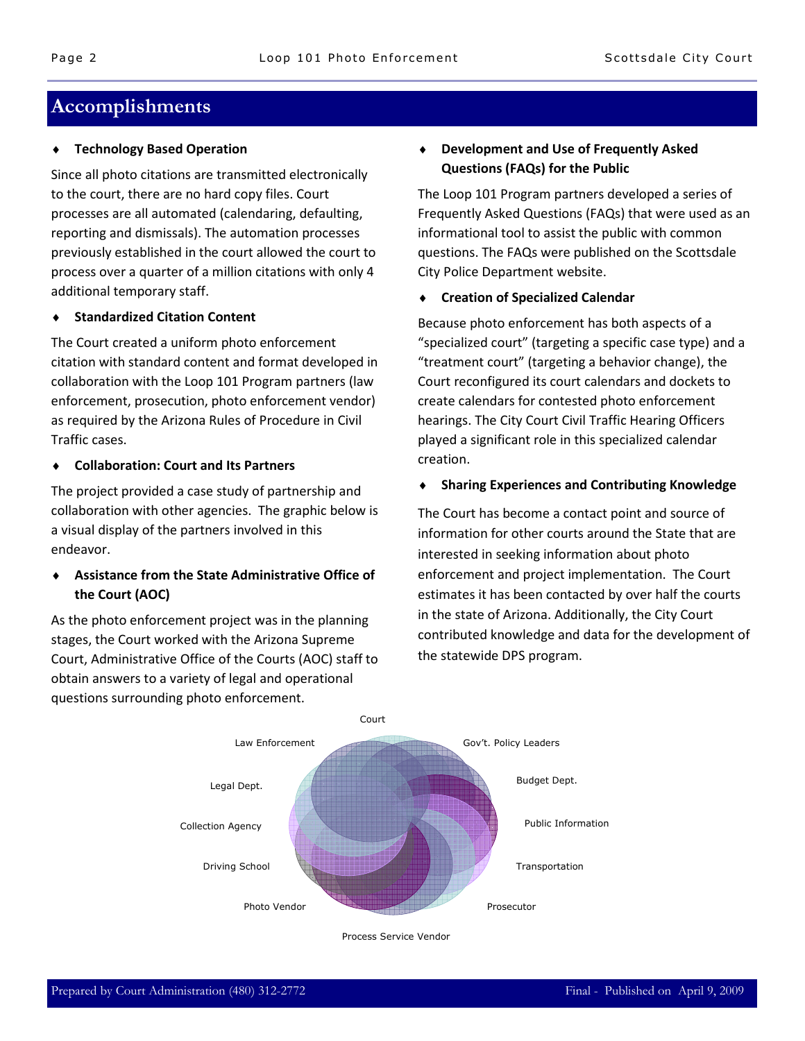# Accomplishments

♦ **Technology Based Operation**

Since all photo citations are transmitted electronically to the court, there are no hard copy files. Court processes are all automated (calendaring, defaulting, reporting and dismissals). The automation processes previously established in the court allowed the court to process over a quarter of a million citations with only 4 additional temporary staff.

♦ **Standardized Citation Content**

The Court created a uniform photo enforcement citation with standard content and format developed in collaboration with the Loop 101 Program partners (law enforcement, prosecution, photo enforcement vendor) as required by the Arizona Rules of Procedure in Civil Traffic cases.

♦ **Collaboration: Court and Its Partners**

The project provided a case study of partnership and collaboration with other agencies. The graphic below is a visual display of the partners involved in this endeavor.

♦ **Assistance from the State Administrative Office of the Court (AOC)**

As the photo enforcement project was in the planning stages, the Court worked with the Arizona Supreme Court, Administrative Office of the Courts (AOC) staff to obtain answers to a variety of legal and operational questions surrounding photo enforcement.

♦ **Development and Use of Frequently Asked Questions (FAQs) for the Public**

The Loop 101 Program partners developed a series of Frequently Asked Questions (FAQs) that were used as an informational tool to assist the public with common questions. The FAQs were published on the Scottsdale City Police Department website.

♦ **Creation of Specialized Calendar**

Because photo enforcement has both aspects of a "specialized court" (targeting a specific case type) and a "treatment court" (targeting a behavior change), the Court reconfigured its court calendars and dockets to create calendars for contested photo enforcement hearings. The City Court Civil Traffic Hearing Officers played a significant role in this specialized calendar creation.

♦ **Sharing Experiences and Contributing Knowledge**

The Court has become a contact point and source of information for other courts around the State that are interested in seeking information about photo enforcement and project implementation. The Court estimates it has been contacted by over half the courts in the state of Arizona. Additionally, the City Court contributed knowledge and data for the development of the statewide DPS program.

Court
Gov't. Policy Leaders
Budget Dept.
Public Information
Transportation
Prosecutor
Process Service Vendor
Photo Vendor
Driving School
Collection Agency
Legal Dept.
Law Enforcement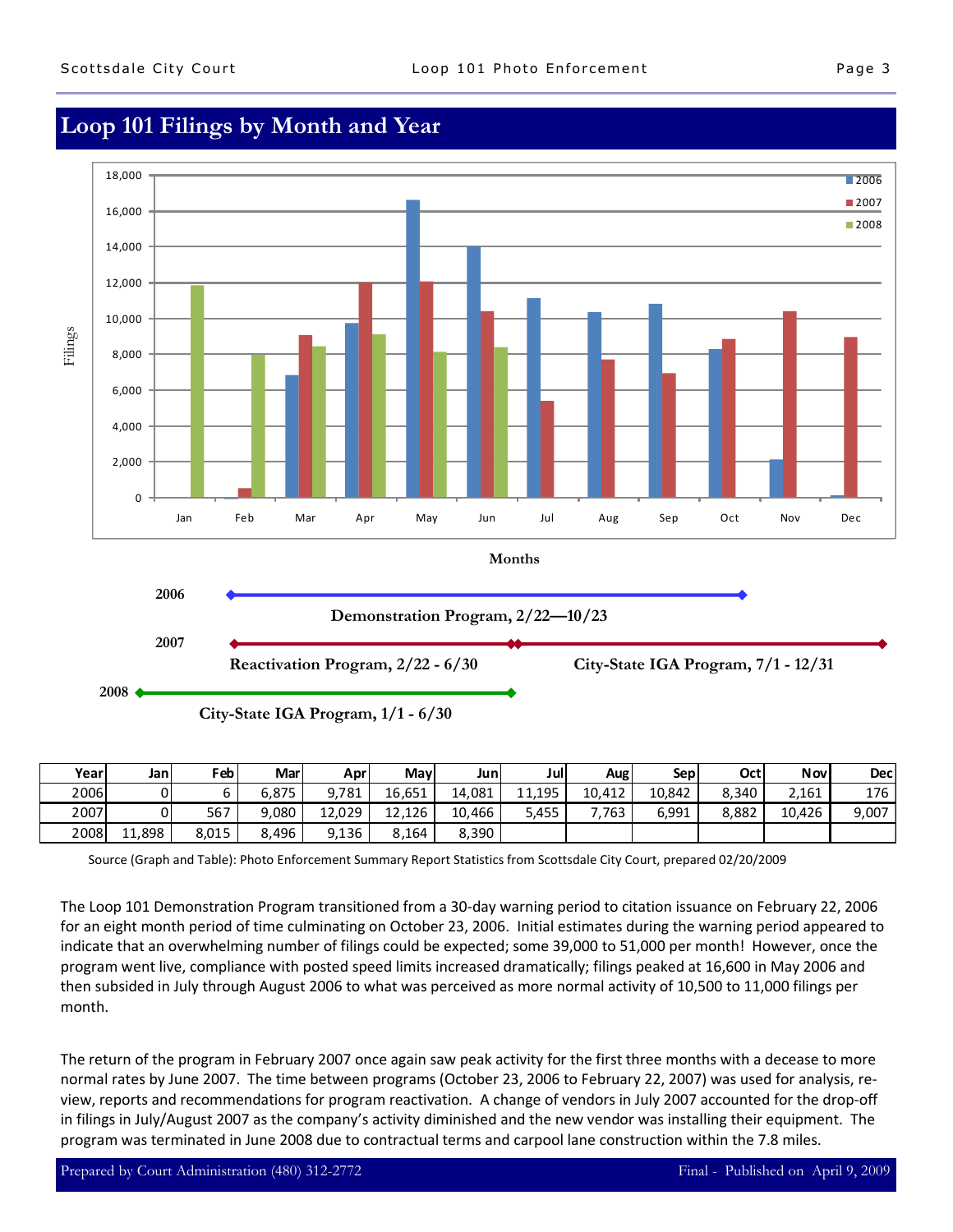## Loop 101 Filings by Month and Year

Months

2006 — Demonstration Program, 2/22—10/23

2007 — Reactivation Program, 2/22 - 6/30; City-State IGA Program, 7/1 - 12/31

2008 — City-State IGA Program, 1/1 - 6/30

| Year | Jan | Feb | Mar | Apr | May | Jun | Jul | Aug | Sep | Oct | Nov | Dec |
|---|---|---|---|---|---|---|---|---|---|---|---|---|
| 2006 | 0 | 6 | 6,875 | 9,781 | 16,651 | 14,081 | 11,195 | 10,412 | 10,842 | 8,340 | 2,161 | 176 |
| 2007 | 0 | 567 | 9,080 | 12,029 | 12,126 | 10,466 | 5,455 | 7,763 | 6,991 | 8,882 | 10,426 | 9,007 |
| 2008 | 11,898 | 8,015 | 8,496 | 9,136 | 8,164 | 8,390 | | | | | | |

Source (Graph and Table): Photo Enforcement Summary Report Statistics from Scottsdale City Court, prepared 02/20/2009

The Loop 101 Demonstration Program transitioned from a 30-day warning period to citation issuance on February 22, 2006 for an eight month period of time culminating on October 23, 2006. Initial estimates during the warning period appeared to indicate that an overwhelming number of filings could be expected; some 39,000 to 51,000 per month! However, once the program went live, compliance with posted speed limits increased dramatically; filings peaked at 16,600 in May 2006 and then subsided in July through August 2006 to what was perceived as more normal activity of 10,500 to 11,000 filings per month.

The return of the program in February 2007 once again saw peak activity for the first three months with a decease to more normal rates by June 2007. The time between programs (October 23, 2006 to February 22, 2007) was used for analysis, review, reports and recommendations for program reactivation. A change of vendors in July 2007 accounted for the drop-off in filings in July/August 2007 as the company's activity diminished and the new vendor was installing their equipment. The program was terminated in June 2008 due to contractual terms and carpool lane construction within the 7.8 miles.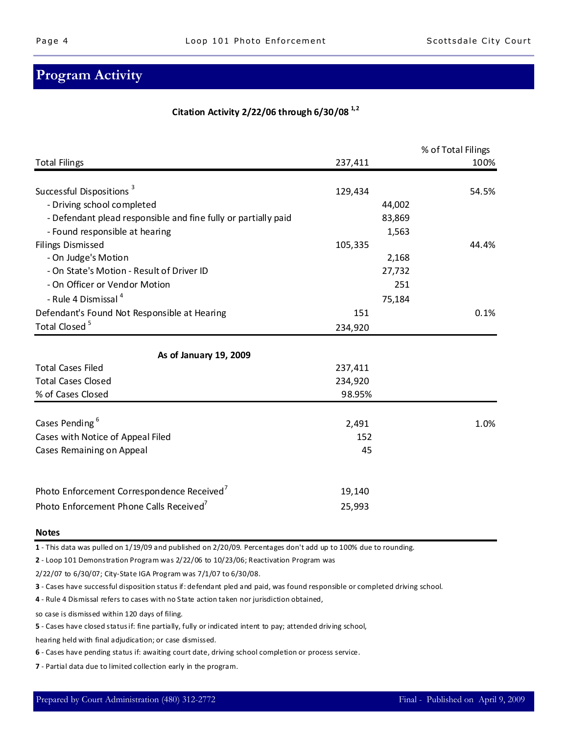## Program Activity

**Citation Activity 2/22/06 through 6/30/08** [1,2]

| | | | % of Total Filings |
|---|---|---|---|
| Total Filings | 237,411 | | 100% |
| Successful Dispositions [3] | 129,434 | | 54.5% |
| - Driving school completed | | 44,002 | |
| - Defendant plead responsible and fine fully or partially paid | | 83,869 | |
| - Found responsible at hearing | | 1,563 | |
| Filings Dismissed | 105,335 | | 44.4% |
| - On Judge's Motion | | 2,168 | |
| - On State's Motion - Result of Driver ID | | 27,732 | |
| - On Officer or Vendor Motion | | 251 | |
| - Rule 4 Dismissal [4] | | 75,184 | |
| Defendant's Found Not Responsible at Hearing | 151 | | 0.1% |
| Total Closed [5] | 234,920 | | |

**As of January 19, 2009**

| | | |
|---|---|---|
| Total Cases Filed | 237,411 | |
| Total Cases Closed | 234,920 | |
| % of Cases Closed | 98.95% | |
| Cases Pending [6] | 2,491 | 1.0% |
| Cases with Notice of Appeal Filed | 152 | |
| Cases Remaining on Appeal | 45 | |
| Photo Enforcement Correspondence Received [7] | 19,140 | |
| Photo Enforcement Phone Calls Received [7] | 25,993 | |

**Notes**

**1** - This data was pulled on 1/19/09 and published on 2/20/09. Percentages don't add up to 100% due to rounding.

**2** - Loop 101 Demonstration Program was 2/22/06 to 10/23/06; Reactivation Program was 2/22/07 to 6/30/07; City-State IGA Program was 7/1/07 to 6/30/08.

**3** - Cases have successful disposition status if: defendant pled and paid, was found responsible or completed driving school.

**4** - Rule 4 Dismissal refers to cases with no State action taken nor jurisdiction obtained, so case is dismissed within 120 days of filing.

**5** - Cases have closed status if: fine partially, fully or indicated intent to pay; attended driving school, hearing held with final adjudication; or case dismissed.

**6** - Cases have pending status if: awaiting court date, driving school completion or process service.

**7** - Partial data due to limited collection early in the program.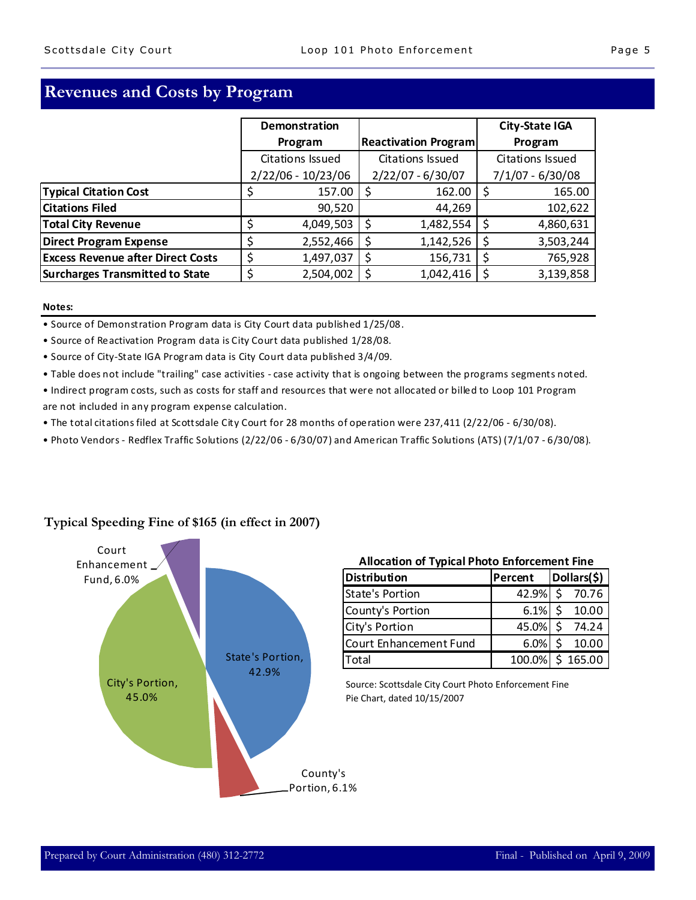## Revenues and Costs by Program

| | Demonstration Program | Reactivation Program | City-State IGA Program |
|---|---|---|---|
| | Citations Issued 2/22/06 - 10/23/06 | Citations Issued 2/22/07 - 6/30/07 | Citations Issued 7/1/07 - 6/30/08 |
| **Typical Citation Cost** | $ 157.00 | $ 162.00 | $ 165.00 |
| **Citations Filed** | 90,520 | 44,269 | 102,622 |
| **Total City Revenue** | $ 4,049,503 | $ 1,482,554 | $ 4,860,631 |
| **Direct Program Expense** | $ 2,552,466 | $ 1,142,526 | $ 3,503,244 |
| **Excess Revenue after Direct Costs** | $ 1,497,037 | $ 156,731 | $ 765,928 |
| **Surcharges Transmitted to State** | $ 2,504,002 | $ 1,042,416 | $ 3,139,858 |

**Notes:**

- Source of Demonstration Program data is City Court data published 1/25/08.
- Source of Reactivation Program data is City Court data published 1/28/08.
- Source of City-State IGA Program data is City Court data published 3/4/09.
- Table does not include "trailing" case activities - case activity that is ongoing between the programs segments noted.
- Indirect program costs, such as costs for staff and resources that were not allocated or billed to Loop 101 Program are not included in any program expense calculation.
- The total citations filed at Scottsdale City Court for 28 months of operation were 237,411 (2/22/06 - 6/30/08).
- Photo Vendors - Redflex Traffic Solutions (2/22/06 - 6/30/07) and American Traffic Solutions (ATS) (7/1/07 - 6/30/08).

### Typical Speeding Fine of $165 (in effect in 2007)

Court Enhancement Fund, 6.0%

State's Portion, 42.9%

City's Portion, 45.0%

County's Portion, 6.1%

**Allocation of Typical Photo Enforcement Fine**

| Distribution | Percent | Dollars($) |
|---|---|---|
| State's Portion | 42.9% | $ 70.76 |
| County's Portion | 6.1% | $ 10.00 |
| City's Portion | 45.0% | $ 74.24 |
| Court Enhancement Fund | 6.0% | $ 10.00 |
| Total | 100.0% | $ 165.00 |

Source: Scottsdale City Court Photo Enforcement Fine Pie Chart, dated 10/15/2007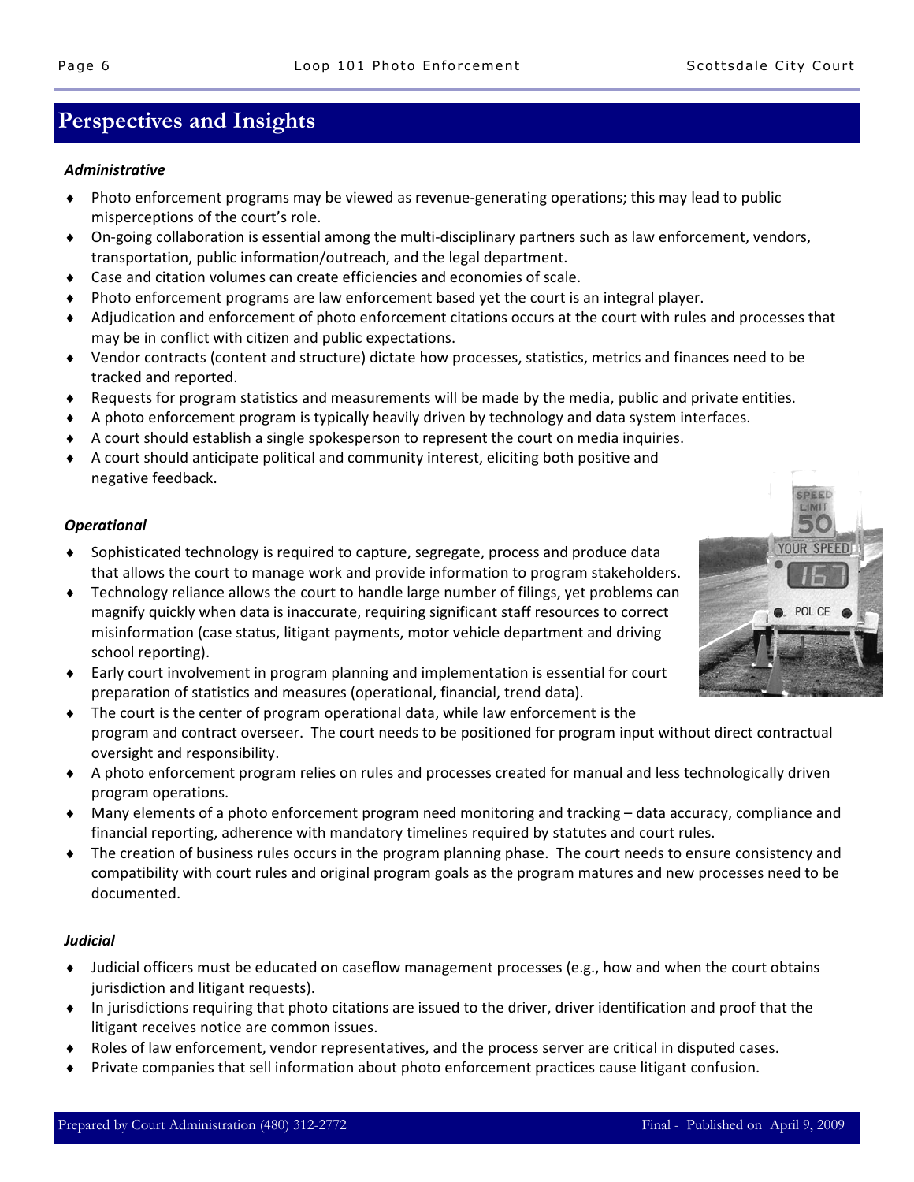# Perspectives and Insights

### *Administrative*

- Photo enforcement programs may be viewed as revenue-generating operations; this may lead to public misperceptions of the court's role.
- On-going collaboration is essential among the multi-disciplinary partners such as law enforcement, vendors, transportation, public information/outreach, and the legal department.
- Case and citation volumes can create efficiencies and economies of scale.
- Photo enforcement programs are law enforcement based yet the court is an integral player.
- Adjudication and enforcement of photo enforcement citations occurs at the court with rules and processes that may be in conflict with citizen and public expectations.
- Vendor contracts (content and structure) dictate how processes, statistics, metrics and finances need to be tracked and reported.
- Requests for program statistics and measurements will be made by the media, public and private entities.
- A photo enforcement program is typically heavily driven by technology and data system interfaces.
- A court should establish a single spokesperson to represent the court on media inquiries.
- A court should anticipate political and community interest, eliciting both positive and negative feedback.

### *Operational*

- Sophisticated technology is required to capture, segregate, process and produce data that allows the court to manage work and provide information to program stakeholders.
- Technology reliance allows the court to handle large number of filings, yet problems can magnify quickly when data is inaccurate, requiring significant staff resources to correct misinformation (case status, litigant payments, motor vehicle department and driving school reporting).
- Early court involvement in program planning and implementation is essential for court preparation of statistics and measures (operational, financial, trend data).
- The court is the center of program operational data, while law enforcement is the program and contract overseer. The court needs to be positioned for program input without direct contractual oversight and responsibility.
- A photo enforcement program relies on rules and processes created for manual and less technologically driven program operations.
- Many elements of a photo enforcement program need monitoring and tracking – data accuracy, compliance and financial reporting, adherence with mandatory timelines required by statutes and court rules.
- The creation of business rules occurs in the program planning phase. The court needs to ensure consistency and compatibility with court rules and original program goals as the program matures and new processes need to be documented.

### *Judicial*

- Judicial officers must be educated on caseflow management processes (e.g., how and when the court obtains jurisdiction and litigant requests).
- In jurisdictions requiring that photo citations are issued to the driver, driver identification and proof that the litigant receives notice are common issues.
- Roles of law enforcement, vendor representatives, and the process server are critical in disputed cases.
- Private companies that sell information about photo enforcement practices cause litigant confusion.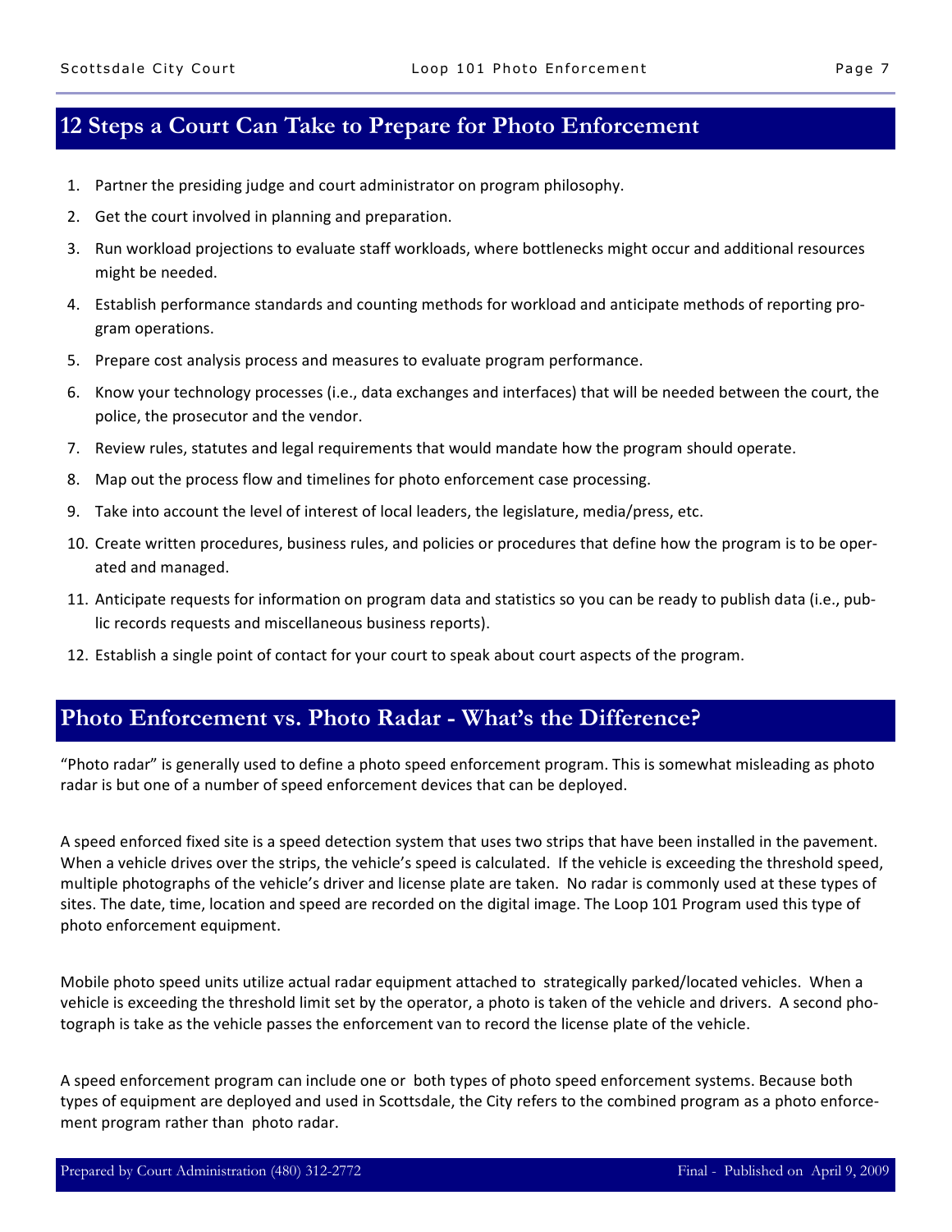## 12 Steps a Court Can Take to Prepare for Photo Enforcement

1. Partner the presiding judge and court administrator on program philosophy.
2. Get the court involved in planning and preparation.
3. Run workload projections to evaluate staff workloads, where bottlenecks might occur and additional resources might be needed.
4. Establish performance standards and counting methods for workload and anticipate methods of reporting program operations.
5. Prepare cost analysis process and measures to evaluate program performance.
6. Know your technology processes (i.e., data exchanges and interfaces) that will be needed between the court, the police, the prosecutor and the vendor.
7. Review rules, statutes and legal requirements that would mandate how the program should operate.
8. Map out the process flow and timelines for photo enforcement case processing.
9. Take into account the level of interest of local leaders, the legislature, media/press, etc.
10. Create written procedures, business rules, and policies or procedures that define how the program is to be operated and managed.
11. Anticipate requests for information on program data and statistics so you can be ready to publish data (i.e., public records requests and miscellaneous business reports).
12. Establish a single point of contact for your court to speak about court aspects of the program.

## Photo Enforcement vs. Photo Radar - What's the Difference?

"Photo radar" is generally used to define a photo speed enforcement program. This is somewhat misleading as photo radar is but one of a number of speed enforcement devices that can be deployed.

A speed enforced fixed site is a speed detection system that uses two strips that have been installed in the pavement. When a vehicle drives over the strips, the vehicle's speed is calculated. If the vehicle is exceeding the threshold speed, multiple photographs of the vehicle's driver and license plate are taken. No radar is commonly used at these types of sites. The date, time, location and speed are recorded on the digital image. The Loop 101 Program used this type of photo enforcement equipment.

Mobile photo speed units utilize actual radar equipment attached to strategically parked/located vehicles. When a vehicle is exceeding the threshold limit set by the operator, a photo is taken of the vehicle and drivers. A second photograph is take as the vehicle passes the enforcement van to record the license plate of the vehicle.

A speed enforcement program can include one or both types of photo speed enforcement systems. Because both types of equipment are deployed and used in Scottsdale, the City refers to the combined program as a photo enforcement program rather than photo radar.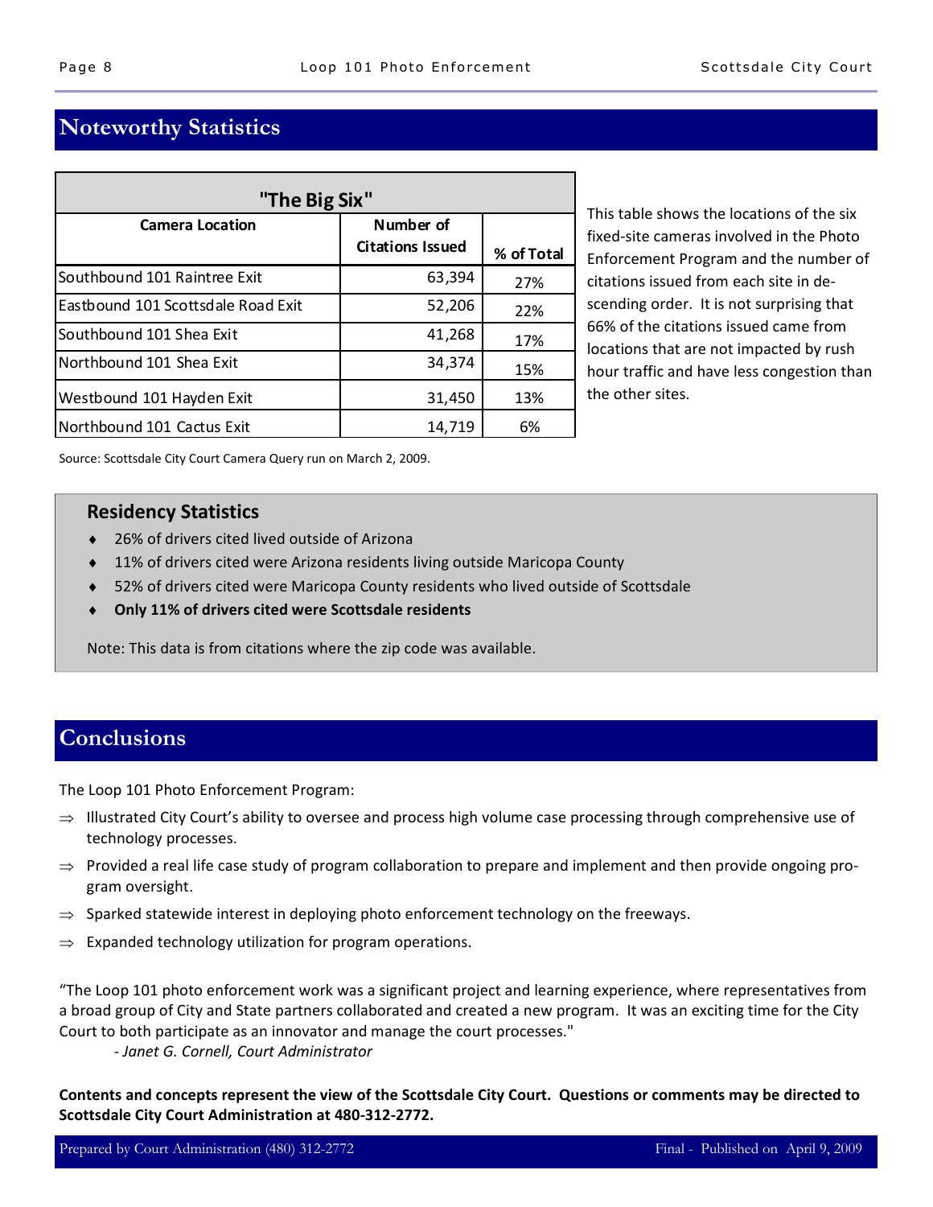## Noteworthy Statistics

| "The Big Six" | | |
|---|---|---|
| **Camera Location** | **Number of Citations Issued** | **% of Total** |
| Southbound 101 Raintree Exit | 63,394 | 27% |
| Eastbound 101 Scottsdale Road Exit | 52,206 | 22% |
| Southbound 101 Shea Exit | 41,268 | 17% |
| Northbound 101 Shea Exit | 34,374 | 15% |
| Westbound 101 Hayden Exit | 31,450 | 13% |
| Northbound 101 Cactus Exit | 14,719 | 6% |

Source: Scottsdale City Court Camera Query run on March 2, 2009.

This table shows the locations of the six fixed-site cameras involved in the Photo Enforcement Program and the number of citations issued from each site in descending order. It is not surprising that 66% of the citations issued came from locations that are not impacted by rush hour traffic and have less congestion than the other sites.

### Residency Statistics

- 26% of drivers cited lived outside of Arizona
- 11% of drivers cited were Arizona residents living outside Maricopa County
- 52% of drivers cited were Maricopa County residents who lived outside of Scottsdale
- **Only 11% of drivers cited were Scottsdale residents**

Note: This data is from citations where the zip code was available.

## Conclusions

The Loop 101 Photo Enforcement Program:

- ⇒ Illustrated City Court's ability to oversee and process high volume case processing through comprehensive use of technology processes.
- ⇒ Provided a real life case study of program collaboration to prepare and implement and then provide ongoing program oversight.
- ⇒ Sparked statewide interest in deploying photo enforcement technology on the freeways.
- ⇒ Expanded technology utilization for program operations.

"The Loop 101 photo enforcement work was a significant project and learning experience, where representatives from a broad group of City and State partners collaborated and created a new program. It was an exciting time for the City Court to both participate as an innovator and manage the court processes."

*- Janet G. Cornell, Court Administrator*

**Contents and concepts represent the view of the Scottsdale City Court. Questions or comments may be directed to Scottsdale City Court Administration at 480-312-2772.**

Prepared by Court Administration (480) 312-2772 — Final - Published on April 9, 2009